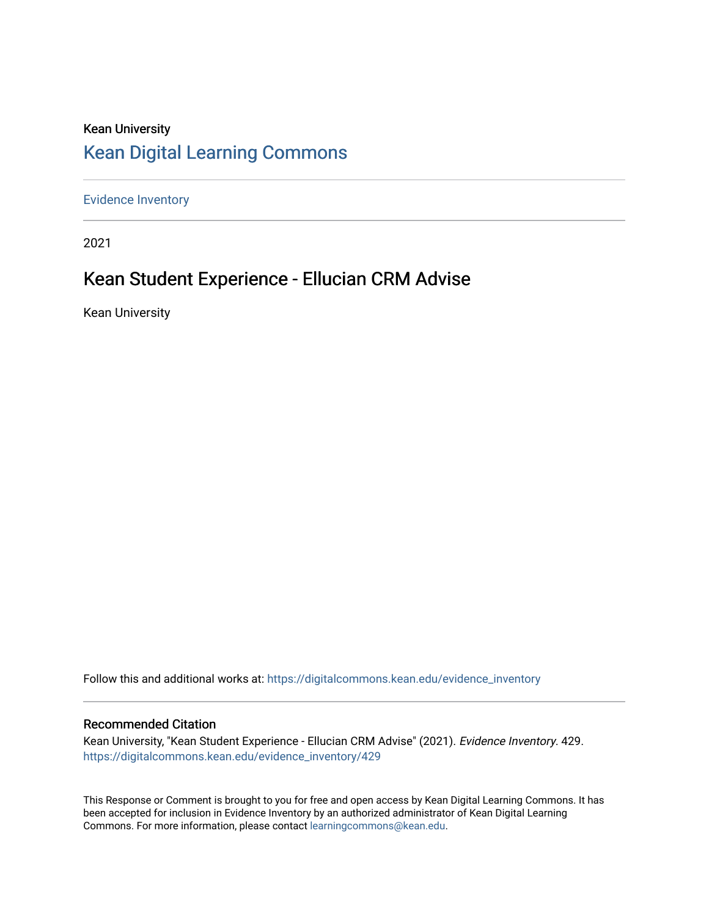Kean University

# Kean Digital Learning Commons

Evidence Inventory

2021

## Kean Student Experience - Ellucian CRM Advise

Kean University

Follow this and additional works at: https://digitalcommons.kean.edu/evidence_inventory

### Recommended Citation

Kean University, "Kean Student Experience - Ellucian CRM Advise" (2021). *Evidence Inventory*. 429.
https://digitalcommons.kean.edu/evidence_inventory/429

This Response or Comment is brought to you for free and open access by Kean Digital Learning Commons. It has been accepted for inclusion in Evidence Inventory by an authorized administrator of Kean Digital Learning Commons. For more information, please contact learningcommons@kean.edu.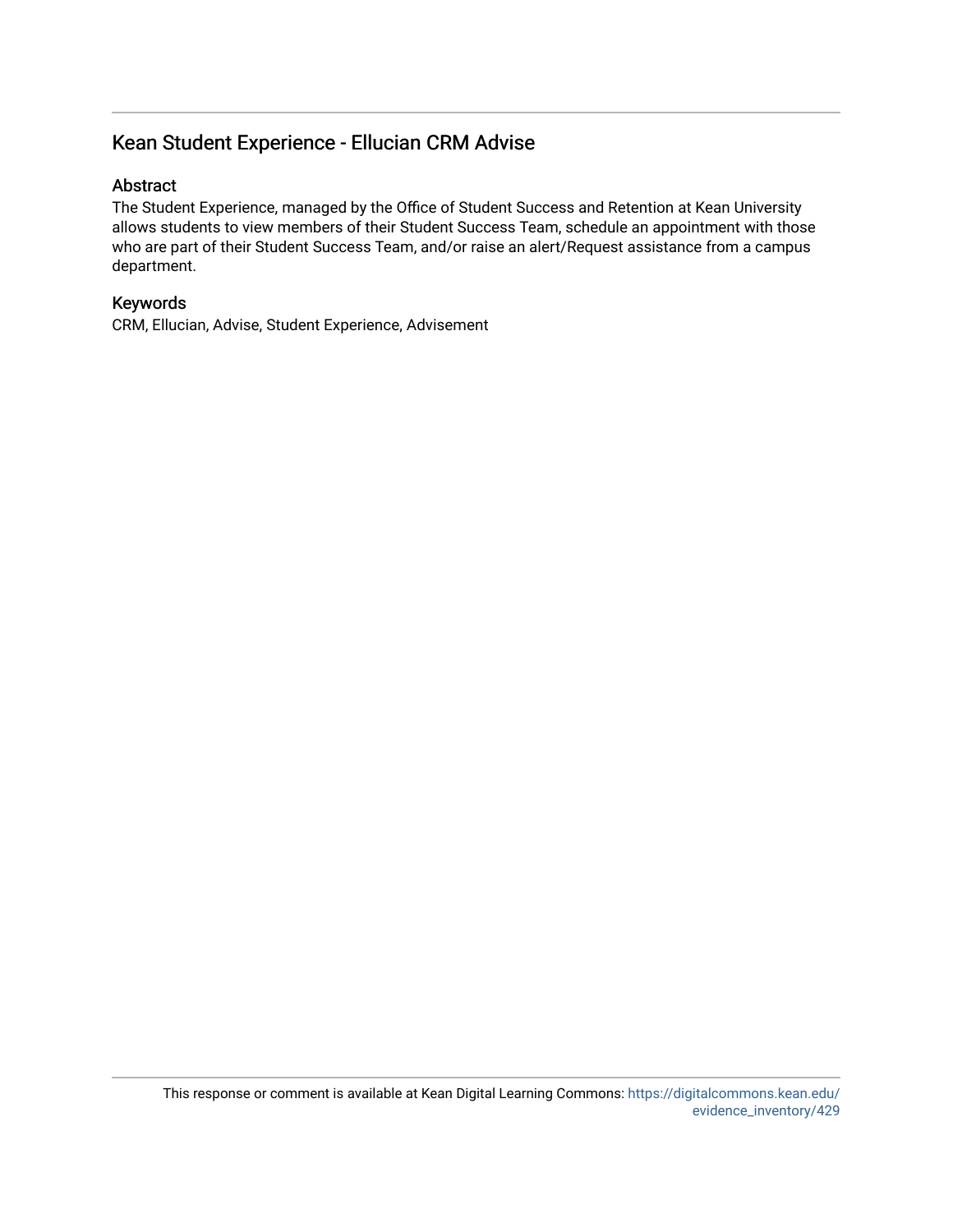## Kean Student Experience - Ellucian CRM Advise

### Abstract

The Student Experience, managed by the Office of Student Success and Retention at Kean University allows students to view members of their Student Success Team, schedule an appointment with those who are part of their Student Success Team, and/or raise an alert/Request assistance from a campus department.

### Keywords

CRM, Ellucian, Advise, Student Experience, Advisement

This response or comment is available at Kean Digital Learning Commons: https://digitalcommons.kean.edu/evidence_inventory/429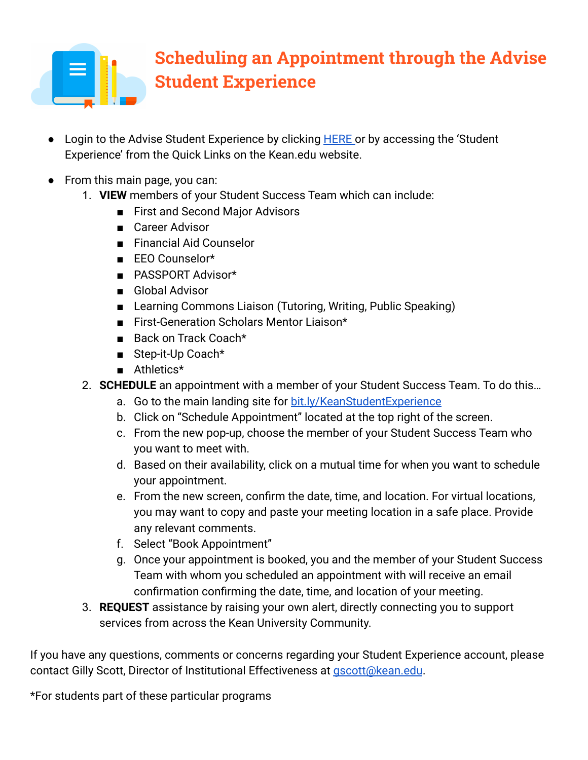# Scheduling an Appointment through the Advise Student Experience

- Login to the Advise Student Experience by clicking HERE or by accessing the 'Student Experience' from the Quick Links on the Kean.edu website.

- From this main page, you can:
  1. **VIEW** members of your Student Success Team which can include:
     - First and Second Major Advisors
     - Career Advisor
     - Financial Aid Counselor
     - EEO Counselor*
     - PASSPORT Advisor*
     - Global Advisor
     - Learning Commons Liaison (Tutoring, Writing, Public Speaking)
     - First-Generation Scholars Mentor Liaison*
     - Back on Track Coach*
     - Step-it-Up Coach*
     - Athletics*
  2. **SCHEDULE** an appointment with a member of your Student Success Team. To do this…
     a. Go to the main landing site for bit.ly/KeanStudentExperience
     b. Click on "Schedule Appointment" located at the top right of the screen.
     c. From the new pop-up, choose the member of your Student Success Team who you want to meet with.
     d. Based on their availability, click on a mutual time for when you want to schedule your appointment.
     e. From the new screen, confirm the date, time, and location. For virtual locations, you may want to copy and paste your meeting location in a safe place. Provide any relevant comments.
     f. Select "Book Appointment"
     g. Once your appointment is booked, you and the member of your Student Success Team with whom you scheduled an appointment with will receive an email confirmation confirming the date, time, and location of your meeting.
  3. **REQUEST** assistance by raising your own alert, directly connecting you to support services from across the Kean University Community.

If you have any questions, comments or concerns regarding your Student Experience account, please contact Gilly Scott, Director of Institutional Effectiveness at gscott@kean.edu.

*For students part of these particular programs